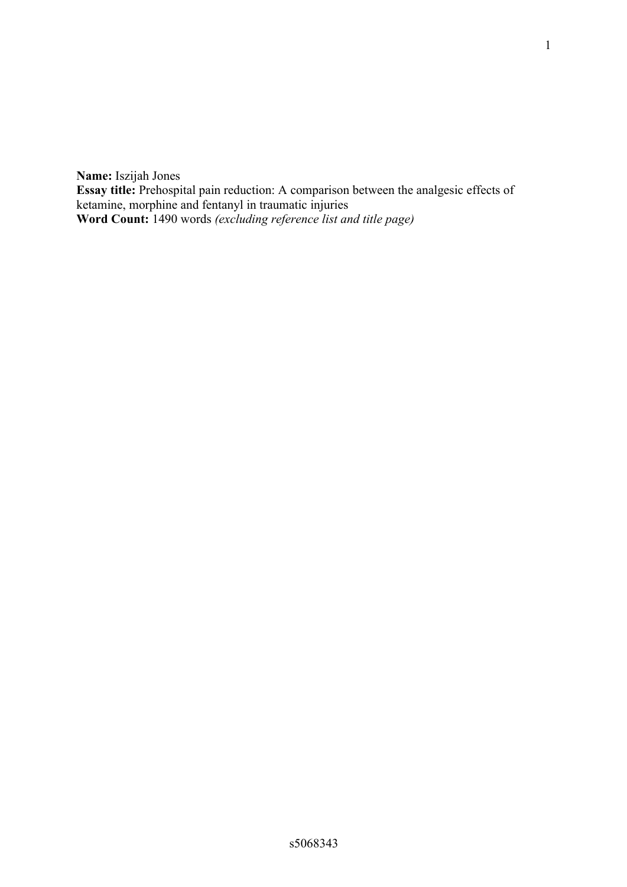**Name:** Iszijah Jones
**Essay title:** Prehospital pain reduction: A comparison between the analgesic effects of ketamine, morphine and fentanyl in traumatic injuries
**Word Count:** 1490 words *(excluding reference list and title page)*

s5068343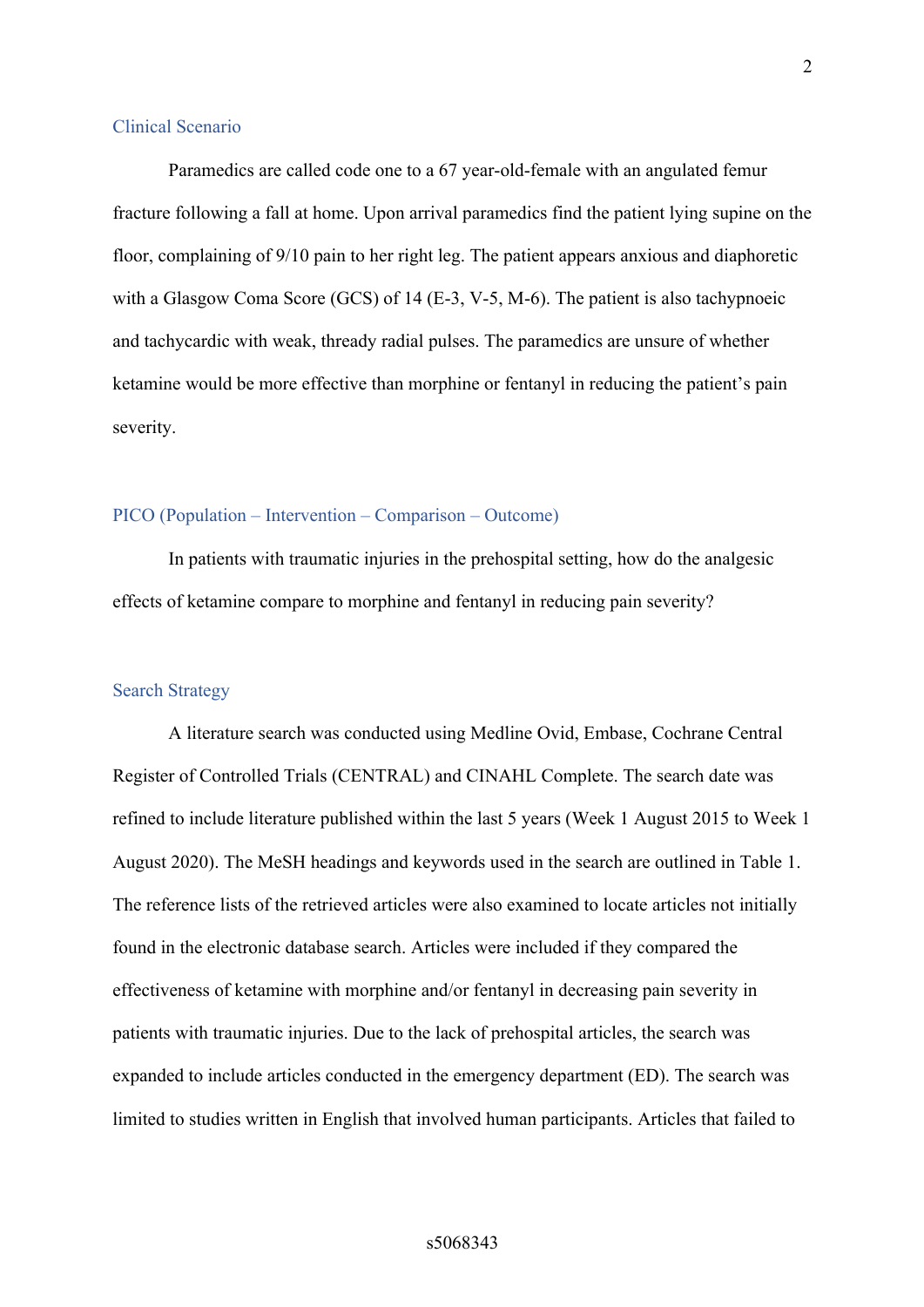## Clinical Scenario

Paramedics are called code one to a 67 year-old-female with an angulated femur fracture following a fall at home. Upon arrival paramedics find the patient lying supine on the floor, complaining of 9/10 pain to her right leg. The patient appears anxious and diaphoretic with a Glasgow Coma Score (GCS) of 14 (E-3, V-5, M-6). The patient is also tachypnoeic and tachycardic with weak, thready radial pulses. The paramedics are unsure of whether ketamine would be more effective than morphine or fentanyl in reducing the patient's pain severity.

## PICO (Population – Intervention – Comparison – Outcome)

In patients with traumatic injuries in the prehospital setting, how do the analgesic effects of ketamine compare to morphine and fentanyl in reducing pain severity?

## Search Strategy

A literature search was conducted using Medline Ovid, Embase, Cochrane Central Register of Controlled Trials (CENTRAL) and CINAHL Complete. The search date was refined to include literature published within the last 5 years (Week 1 August 2015 to Week 1 August 2020). The MeSH headings and keywords used in the search are outlined in Table 1. The reference lists of the retrieved articles were also examined to locate articles not initially found in the electronic database search. Articles were included if they compared the effectiveness of ketamine with morphine and/or fentanyl in decreasing pain severity in patients with traumatic injuries. Due to the lack of prehospital articles, the search was expanded to include articles conducted in the emergency department (ED). The search was limited to studies written in English that involved human participants. Articles that failed to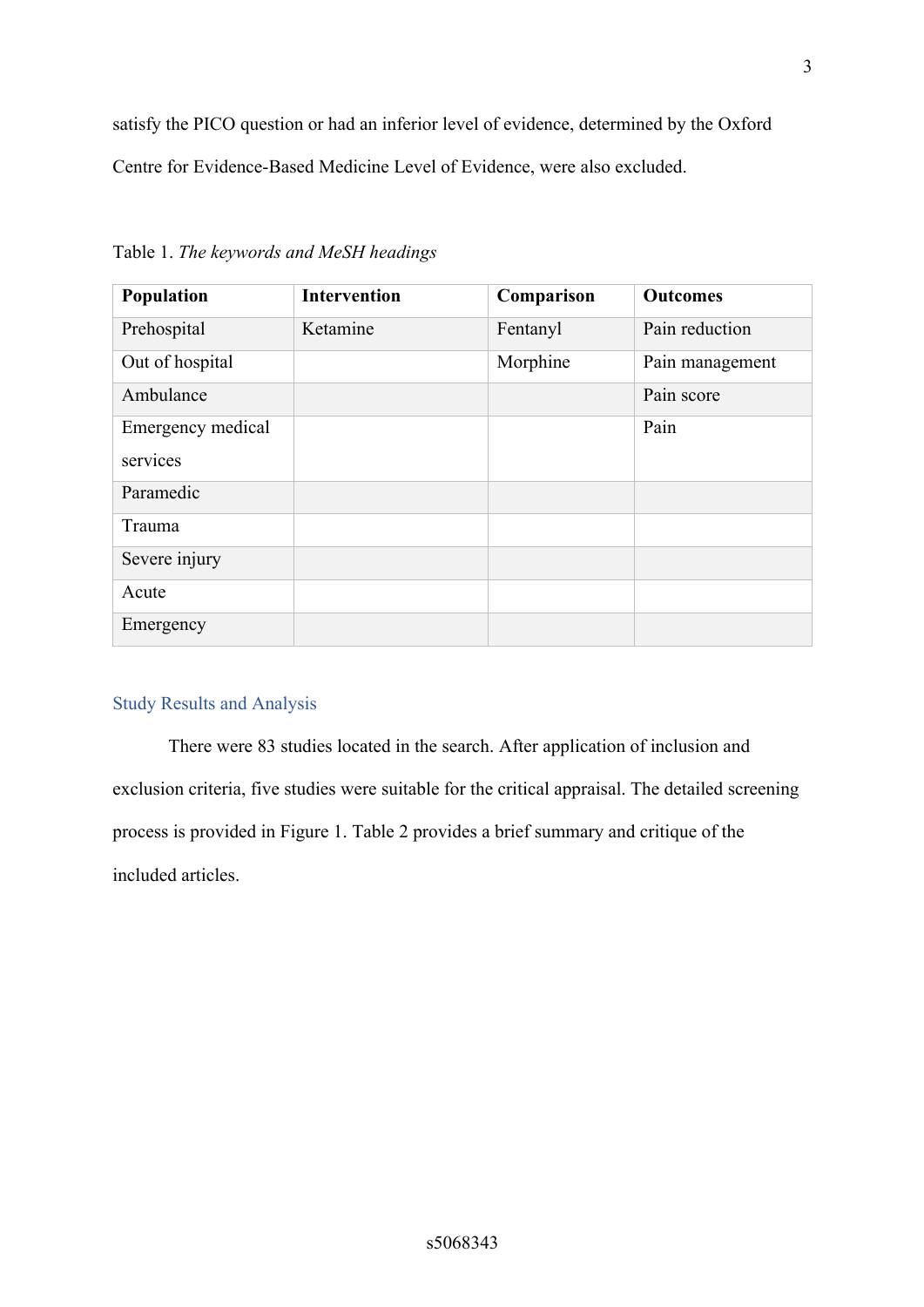satisfy the PICO question or had an inferior level of evidence, determined by the Oxford Centre for Evidence-Based Medicine Level of Evidence, were also excluded.

Table 1. *The keywords and MeSH headings*

| **Population** | **Intervention** | **Comparison** | **Outcomes** |
|---|---|---|---|
| Prehospital | Ketamine | Fentanyl | Pain reduction |
| Out of hospital | | Morphine | Pain management |
| Ambulance | | | Pain score |
| Emergency medical services | | | Pain |
| Paramedic | | | |
| Trauma | | | |
| Severe injury | | | |
| Acute | | | |
| Emergency | | | |

## Study Results and Analysis

There were 83 studies located in the search. After application of inclusion and exclusion criteria, five studies were suitable for the critical appraisal. The detailed screening process is provided in Figure 1. Table 2 provides a brief summary and critique of the included articles.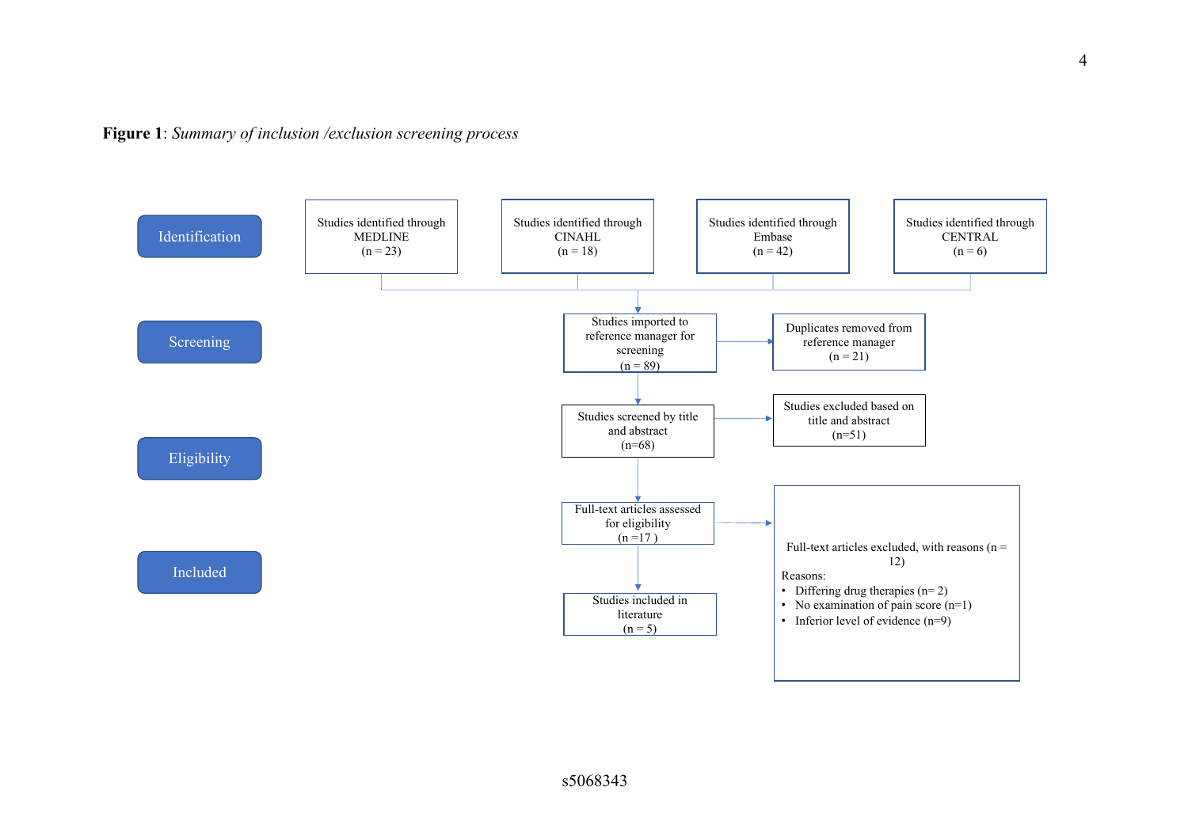**Figure 1**: *Summary of inclusion /exclusion screening process*

**Identification**

- Studies identified through MEDLINE (n = 23)
- Studies identified through CINAHL (n = 18)
- Studies identified through Embase (n = 42)
- Studies identified through CENTRAL (n = 6)

**Screening**

- Studies imported to reference manager for screening (n = 89)
  - → Duplicates removed from reference manager (n = 21)
- Studies screened by title and abstract (n=68)
  - → Studies excluded based on title and abstract (n=51)

**Eligibility**

- Full-text articles assessed for eligibility (n =17 )
  - → Full-text articles excluded, with reasons (n = 12)
    - Reasons:
      - Differing drug therapies (n= 2)
      - No examination of pain score (n=1)
      - Inferior level of evidence (n=9)

**Included**

- Studies included in literature (n = 5)

s5068343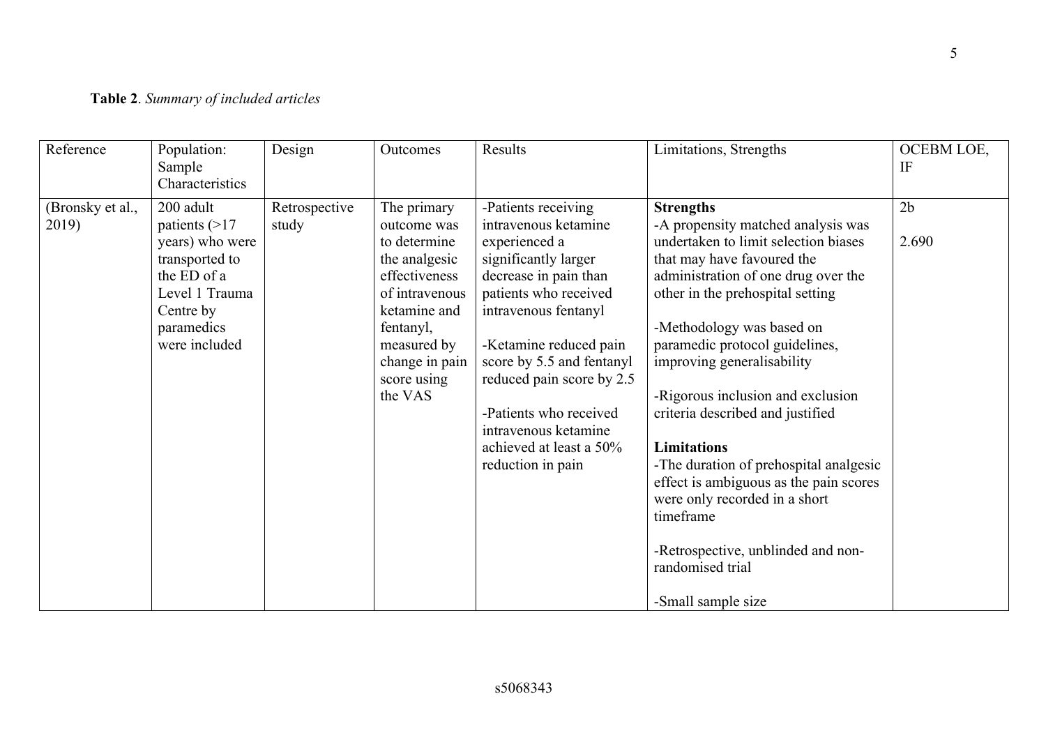**Table 2**. *Summary of included articles*

| Reference | Population: Sample Characteristics | Design | Outcomes | Results | Limitations, Strengths | OCEBM LOE, IF |
|---|---|---|---|---|---|---|
| (Bronsky et al., 2019) | 200 adult patients (>17 years) who were transported to the ED of a Level 1 Trauma Centre by paramedics were included | Retrospective study | The primary outcome was to determine the analgesic effectiveness of intravenous ketamine and fentanyl, measured by change in pain score using the VAS | -Patients receiving intravenous ketamine experienced a significantly larger decrease in pain than patients who received intravenous fentanyl<br><br>-Ketamine reduced pain score by 5.5 and fentanyl reduced pain score by 2.5<br><br>-Patients who received intravenous ketamine achieved at least a 50% reduction in pain | **Strengths**<br>-A propensity matched analysis was undertaken to limit selection biases that may have favoured the administration of one drug over the other in the prehospital setting<br><br>-Methodology was based on paramedic protocol guidelines, improving generalisability<br><br>-Rigorous inclusion and exclusion criteria described and justified<br><br>**Limitations**<br>-The duration of prehospital analgesic effect is ambiguous as the pain scores were only recorded in a short timeframe<br><br>-Retrospective, unblinded and non-randomised trial<br><br>-Small sample size | 2b<br><br>2.690 |

s5068343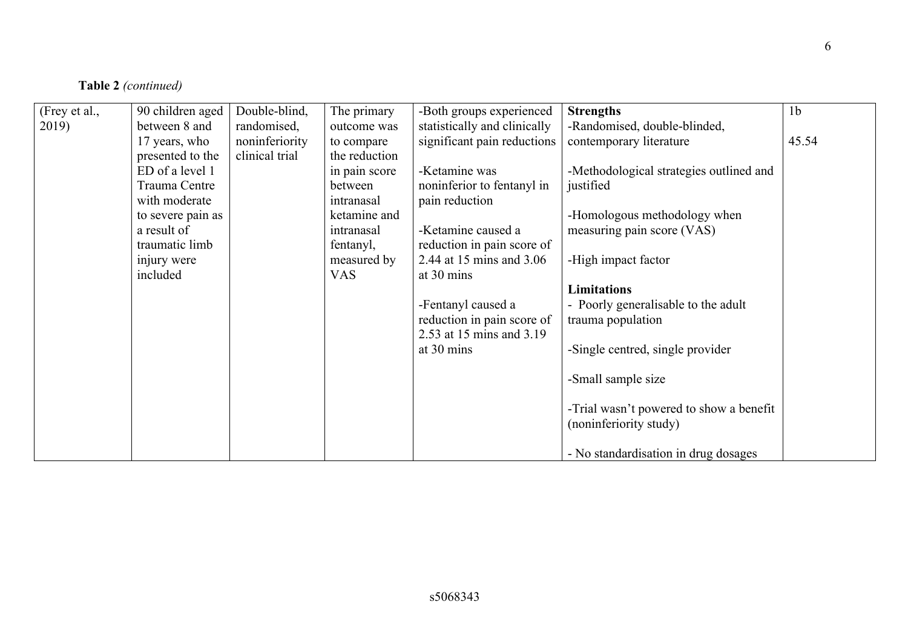**Table 2** *(continued)*

| | | | | | | |
|---|---|---|---|---|---|---|
| (Frey et al., 2019) | 90 children aged between 8 and 17 years, who presented to the ED of a level 1 Trauma Centre with moderate to severe pain as a result of traumatic limb injury were included | Double-blind, randomised, noninferiority clinical trial | The primary outcome was to compare the reduction in pain score between intranasal ketamine and intranasal fentanyl, measured by VAS | -Both groups experienced statistically and clinically significant pain reductions<br><br>-Ketamine was noninferior to fentanyl in pain reduction<br><br>-Ketamine caused a reduction in pain score of 2.44 at 15 mins and 3.06 at 30 mins<br><br>-Fentanyl caused a reduction in pain score of 2.53 at 15 mins and 3.19 at 30 mins | **Strengths**<br>-Randomised, double-blinded, contemporary literature<br><br>-Methodological strategies outlined and justified<br><br>-Homologous methodology when measuring pain score (VAS)<br><br>-High impact factor<br><br>**Limitations**<br>- Poorly generalisable to the adult trauma population<br><br>-Single centred, single provider<br><br>-Small sample size<br><br>-Trial wasn't powered to show a benefit (noninferiority study)<br><br>- No standardisation in drug dosages | 1b<br><br>45.54 |

s5068343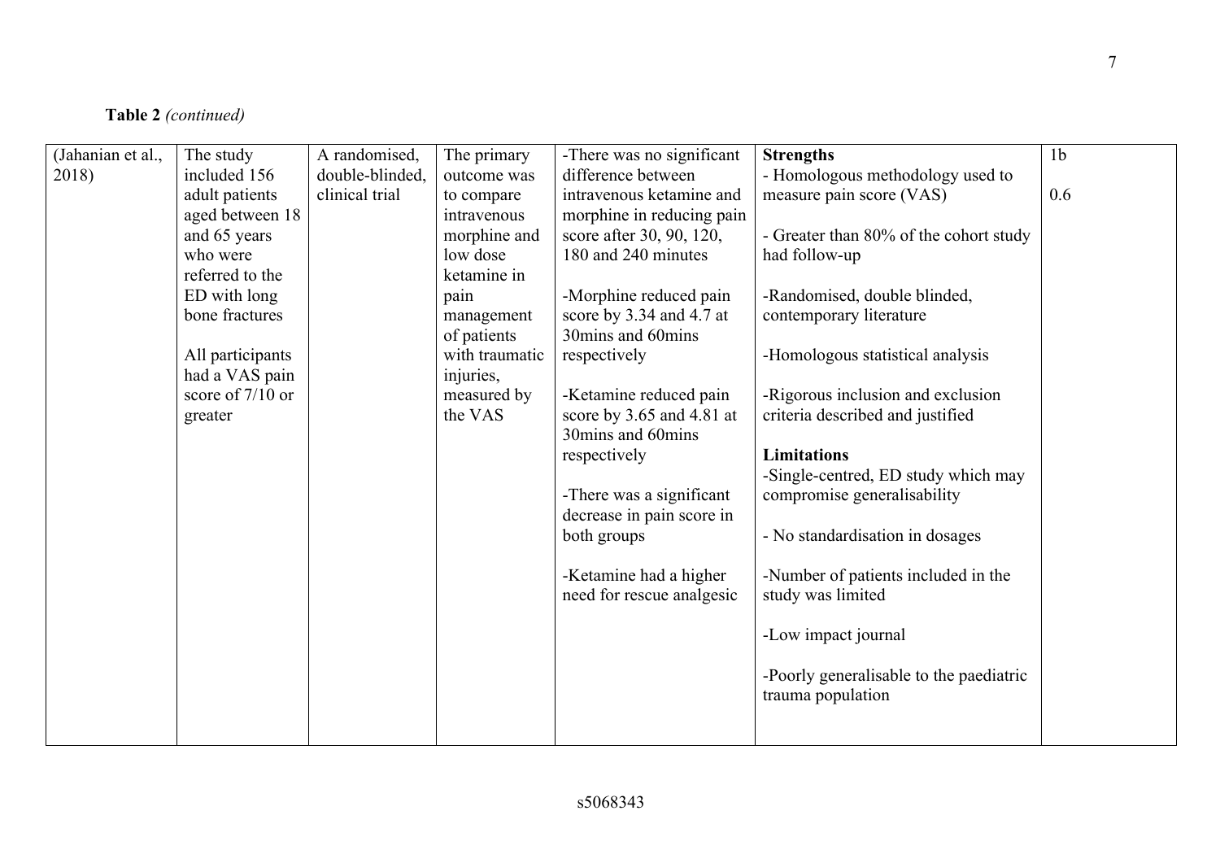**Table 2** *(continued)*

| | | | | | | |
|---|---|---|---|---|---|---|
| (Jahanian et al., 2018) | The study included 156 adult patients aged between 18 and 65 years who were referred to the ED with long bone fractures<br><br>All participants had a VAS pain score of 7/10 or greater | A randomised, double-blinded, clinical trial | The primary outcome was to compare intravenous morphine and low dose ketamine in pain management of patients with traumatic injuries, measured by the VAS | -There was no significant difference between intravenous ketamine and morphine in reducing pain score after 30, 90, 120, 180 and 240 minutes<br><br>-Morphine reduced pain score by 3.34 and 4.7 at 30mins and 60mins respectively<br><br>-Ketamine reduced pain score by 3.65 and 4.81 at 30mins and 60mins respectively<br><br>-There was a significant decrease in pain score in both groups<br><br>-Ketamine had a higher need for rescue analgesic | **Strengths**<br>- Homologous methodology used to measure pain score (VAS)<br><br>- Greater than 80% of the cohort study had follow-up<br><br>-Randomised, double blinded, contemporary literature<br><br>-Homologous statistical analysis<br><br>-Rigorous inclusion and exclusion criteria described and justified<br><br>**Limitations**<br>-Single-centred, ED study which may compromise generalisability<br><br>- No standardisation in dosages<br><br>-Number of patients included in the study was limited<br><br>-Low impact journal<br><br>-Poorly generalisable to the paediatric trauma population | 1b<br><br>0.6 |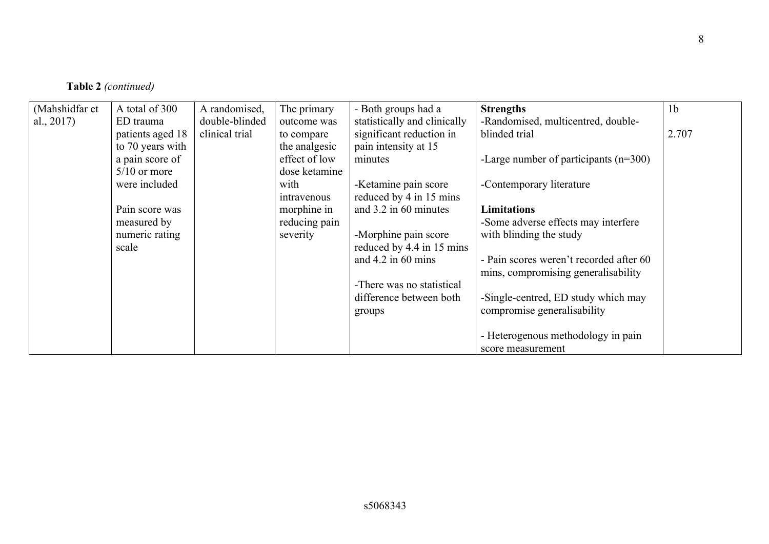**Table 2** *(continued)*

| | | | | | | |
|---|---|---|---|---|---|---|
| (Mahshidfar et al., 2017) | A total of 300 ED trauma patients aged 18 to 70 years with a pain score of 5/10 or more were included<br><br>Pain score was measured by numeric rating scale | A randomised, double-blinded clinical trial | The primary outcome was to compare the analgesic effect of low dose ketamine with intravenous morphine in reducing pain severity | - Both groups had a statistically and clinically significant reduction in pain intensity at 15 minutes<br><br>-Ketamine pain score reduced by 4 in 15 mins and 3.2 in 60 minutes<br><br>-Morphine pain score reduced by 4.4 in 15 mins and 4.2 in 60 mins<br><br>-There was no statistical difference between both groups | **Strengths**<br>-Randomised, multicentred, double-blinded trial<br><br>-Large number of participants (n=300)<br><br>-Contemporary literature<br><br>**Limitations**<br>-Some adverse effects may interfere with blinding the study<br><br>- Pain scores weren't recorded after 60 mins, compromising generalisability<br><br>-Single-centred, ED study which may compromise generalisability<br><br>- Heterogenous methodology in pain score measurement | 1b<br><br>2.707 |

s5068343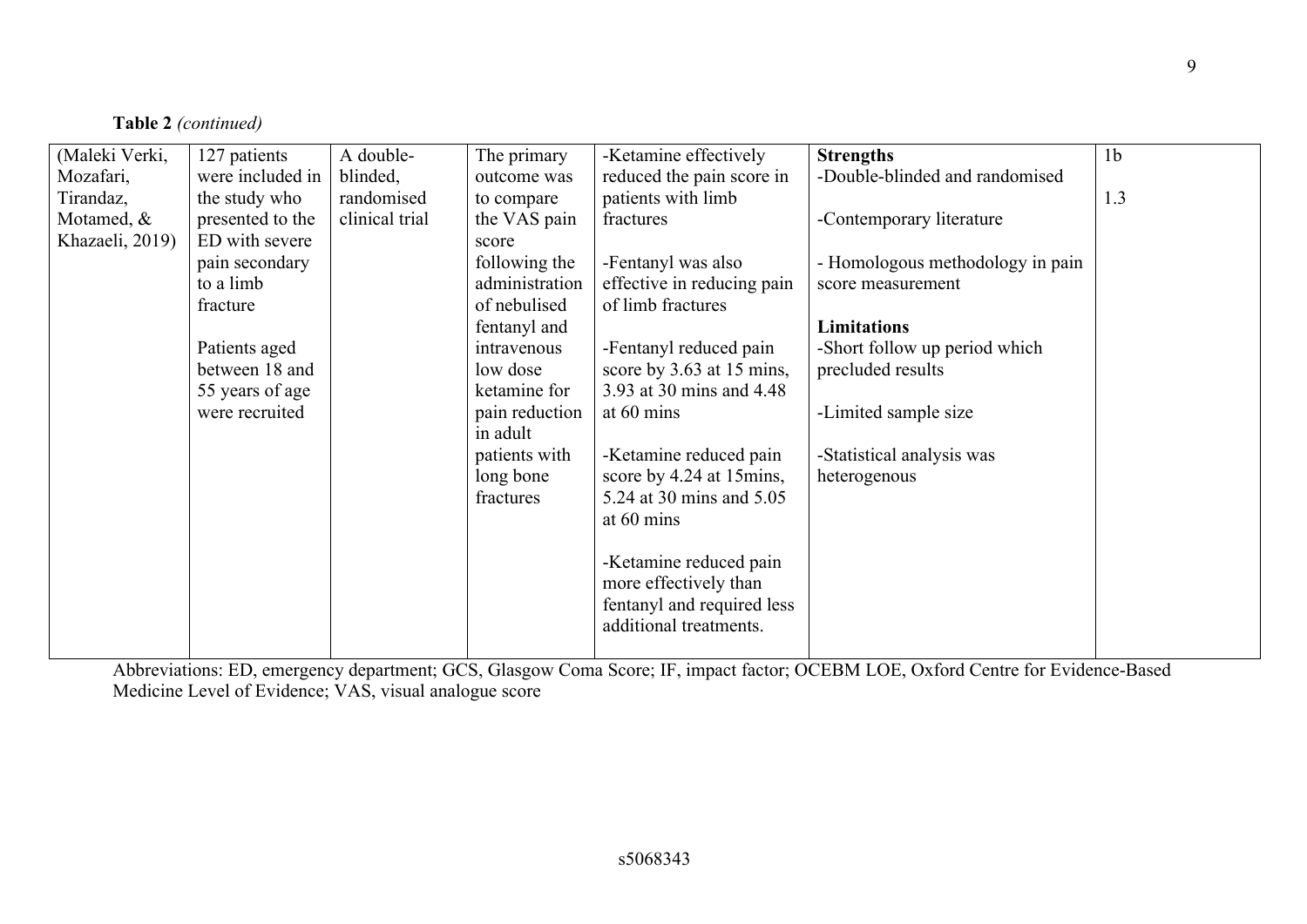**Table 2** *(continued)*

| | | | | | | |
|---|---|---|---|---|---|---|
| (Maleki Verki, Mozafari, Tirandaz, Motamed, & Khazaeli, 2019) | 127 patients were included in the study who presented to the ED with severe pain secondary to a limb fracture<br><br>Patients aged between 18 and 55 years of age were recruited | A double-blinded, randomised clinical trial | The primary outcome was to compare the VAS pain score following the administration of nebulised fentanyl and intravenous low dose ketamine for pain reduction in adult patients with long bone fractures | -Ketamine effectively reduced the pain score in patients with limb fractures<br><br>-Fentanyl was also effective in reducing pain of limb fractures<br><br>-Fentanyl reduced pain score by 3.63 at 15 mins, 3.93 at 30 mins and 4.48 at 60 mins<br><br>-Ketamine reduced pain score by 4.24 at 15mins, 5.24 at 30 mins and 5.05 at 60 mins<br><br>-Ketamine reduced pain more effectively than fentanyl and required less additional treatments. | **Strengths**<br>-Double-blinded and randomised<br><br>-Contemporary literature<br><br>- Homologous methodology in pain score measurement<br><br>**Limitations**<br>-Short follow up period which precluded results<br><br>-Limited sample size<br><br>-Statistical analysis was heterogenous | 1b<br><br>1.3 |

Abbreviations: ED, emergency department; GCS, Glasgow Coma Score; IF, impact factor; OCEBM LOE, Oxford Centre for Evidence-Based Medicine Level of Evidence; VAS, visual analogue score

s5068343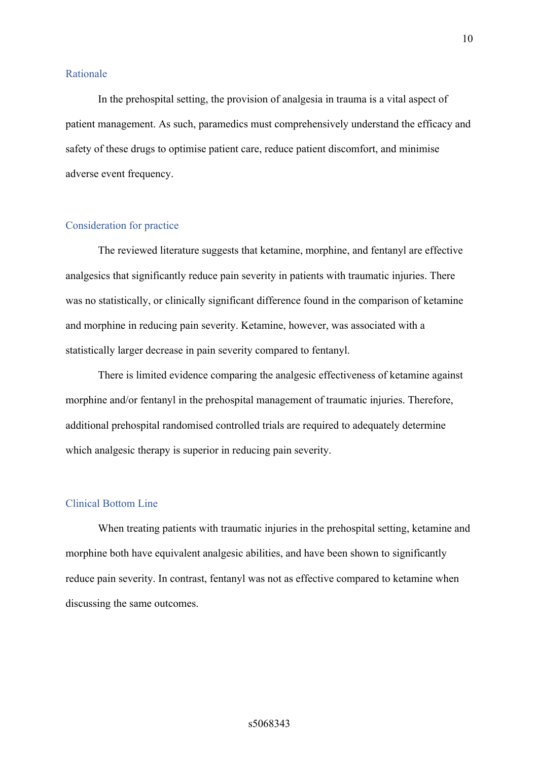## Rationale

In the prehospital setting, the provision of analgesia in trauma is a vital aspect of patient management. As such, paramedics must comprehensively understand the efficacy and safety of these drugs to optimise patient care, reduce patient discomfort, and minimise adverse event frequency.

## Consideration for practice

The reviewed literature suggests that ketamine, morphine, and fentanyl are effective analgesics that significantly reduce pain severity in patients with traumatic injuries. There was no statistically, or clinically significant difference found in the comparison of ketamine and morphine in reducing pain severity. Ketamine, however, was associated with a statistically larger decrease in pain severity compared to fentanyl.

There is limited evidence comparing the analgesic effectiveness of ketamine against morphine and/or fentanyl in the prehospital management of traumatic injuries. Therefore, additional prehospital randomised controlled trials are required to adequately determine which analgesic therapy is superior in reducing pain severity.

## Clinical Bottom Line

When treating patients with traumatic injuries in the prehospital setting, ketamine and morphine both have equivalent analgesic abilities, and have been shown to significantly reduce pain severity. In contrast, fentanyl was not as effective compared to ketamine when discussing the same outcomes.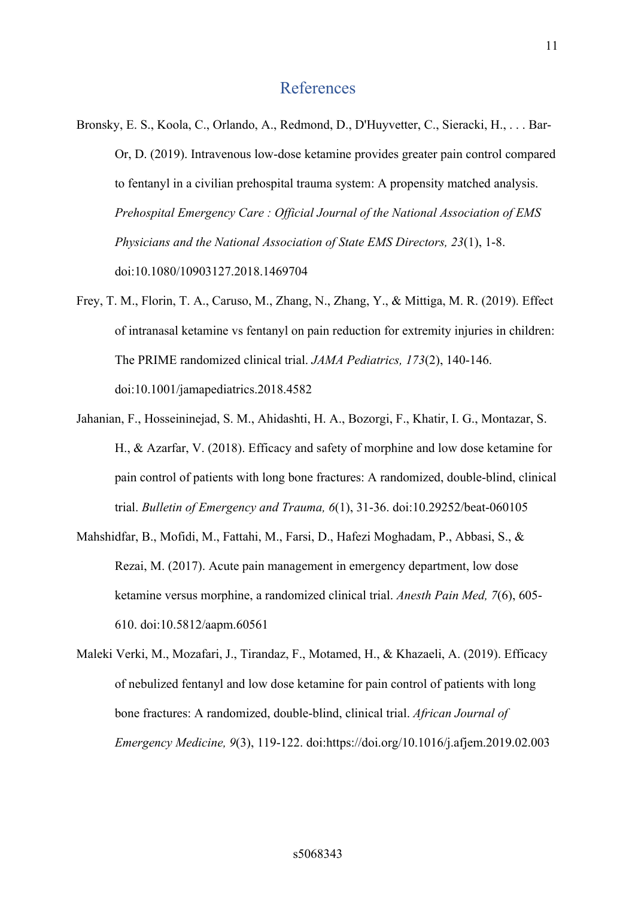# References

Bronsky, E. S., Koola, C., Orlando, A., Redmond, D., D'Huyvetter, C., Sieracki, H., . . . Bar-Or, D. (2019). Intravenous low-dose ketamine provides greater pain control compared to fentanyl in a civilian prehospital trauma system: A propensity matched analysis. *Prehospital Emergency Care : Official Journal of the National Association of EMS Physicians and the National Association of State EMS Directors, 23*(1), 1-8. doi:10.1080/10903127.2018.1469704

Frey, T. M., Florin, T. A., Caruso, M., Zhang, N., Zhang, Y., & Mittiga, M. R. (2019). Effect of intranasal ketamine vs fentanyl on pain reduction for extremity injuries in children: The PRIME randomized clinical trial. *JAMA Pediatrics, 173*(2), 140-146. doi:10.1001/jamapediatrics.2018.4582

Jahanian, F., Hosseininejad, S. M., Ahidashti, H. A., Bozorgi, F., Khatir, I. G., Montazar, S. H., & Azarfar, V. (2018). Efficacy and safety of morphine and low dose ketamine for pain control of patients with long bone fractures: A randomized, double-blind, clinical trial. *Bulletin of Emergency and Trauma, 6*(1), 31-36. doi:10.29252/beat-060105

Mahshidfar, B., Mofidi, M., Fattahi, M., Farsi, D., Hafezi Moghadam, P., Abbasi, S., & Rezai, M. (2017). Acute pain management in emergency department, low dose ketamine versus morphine, a randomized clinical trial. *Anesth Pain Med, 7*(6), 605-610. doi:10.5812/aapm.60561

Maleki Verki, M., Mozafari, J., Tirandaz, F., Motamed, H., & Khazaeli, A. (2019). Efficacy of nebulized fentanyl and low dose ketamine for pain control of patients with long bone fractures: A randomized, double-blind, clinical trial. *African Journal of Emergency Medicine, 9*(3), 119-122. doi:https://doi.org/10.1016/j.afjem.2019.02.003

s5068343